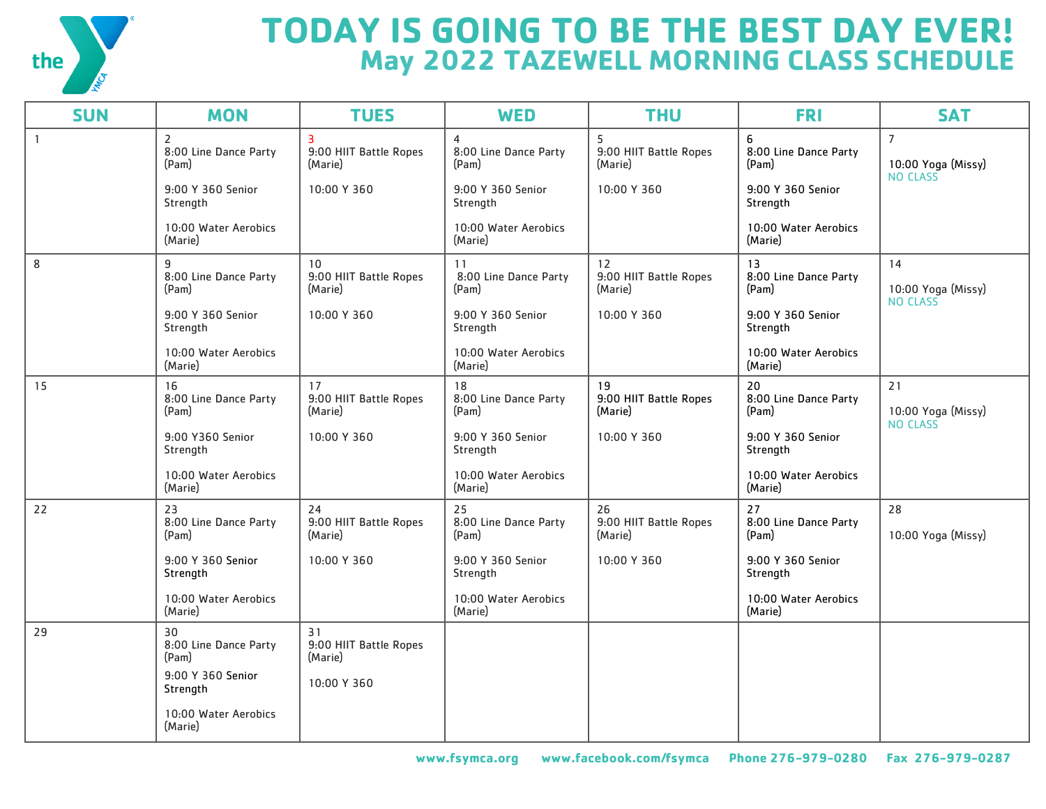# TODAY IS GOING TO BE THE BEST DAY EVER!

## May 2022 TAZEWELL MORNING CLASS SCHEDULE

| SUN | MON | TUES | WED | THU | FRI | SAT |
|---|---|---|---|---|---|---|
| 1 | 2<br>8:00 Line Dance Party (Pam)<br><br>9:00 Y 360 Senior Strength<br><br>10:00 Water Aerobics (Marie) | 3<br>9:00 HIIT Battle Ropes (Marie)<br><br>10:00 Y 360 | 4<br>8:00 Line Dance Party (Pam)<br><br>9:00 Y 360 Senior Strength<br><br>10:00 Water Aerobics (Marie) | 5<br>9:00 HIIT Battle Ropes (Marie)<br><br>10:00 Y 360 | 6<br>8:00 Line Dance Party (Pam)<br><br>9:00 Y 360 Senior Strength<br><br>10:00 Water Aerobics (Marie) | 7<br><br>10:00 Yoga (Missy)<br>NO CLASS |
| 8 | 9<br>8:00 Line Dance Party (Pam)<br><br>9:00 Y 360 Senior Strength<br><br>10:00 Water Aerobics (Marie) | 10<br>9:00 HIIT Battle Ropes (Marie)<br><br>10:00 Y 360 | 11<br>8:00 Line Dance Party (Pam)<br><br>9:00 Y 360 Senior Strength<br><br>10:00 Water Aerobics (Marie) | 12<br>9:00 HIIT Battle Ropes (Marie)<br><br>10:00 Y 360 | 13<br>8:00 Line Dance Party (Pam)<br><br>9:00 Y 360 Senior Strength<br><br>10:00 Water Aerobics (Marie) | 14<br><br>10:00 Yoga (Missy)<br>NO CLASS |
| 15 | 16<br>8:00 Line Dance Party (Pam)<br><br>9:00 Y360 Senior Strength<br><br>10:00 Water Aerobics (Marie) | 17<br>9:00 HIIT Battle Ropes (Marie)<br><br>10:00 Y 360 | 18<br>8:00 Line Dance Party (Pam)<br><br>9:00 Y 360 Senior Strength<br><br>10:00 Water Aerobics (Marie) | 19<br>9:00 HIIT Battle Ropes (Marie)<br><br>10:00 Y 360 | 20<br>8:00 Line Dance Party (Pam)<br><br>9:00 Y 360 Senior Strength<br><br>10:00 Water Aerobics (Marie) | 21<br><br>10:00 Yoga (Missy)<br>NO CLASS |
| 22 | 23<br>8:00 Line Dance Party (Pam)<br><br>9:00 Y 360 Senior Strength<br><br>10:00 Water Aerobics (Marie) | 24<br>9:00 HIIT Battle Ropes (Marie)<br><br>10:00 Y 360 | 25<br>8:00 Line Dance Party (Pam)<br><br>9:00 Y 360 Senior Strength<br><br>10:00 Water Aerobics (Marie) | 26<br>9:00 HIIT Battle Ropes (Marie)<br><br>10:00 Y 360 | 27<br>8:00 Line Dance Party (Pam)<br><br>9:00 Y 360 Senior Strength<br><br>10:00 Water Aerobics (Marie) | 28<br><br>10:00 Yoga (Missy) |
| 29 | 30<br>8:00 Line Dance Party (Pam)<br><br>9:00 Y 360 Senior Strength<br><br>10:00 Water Aerobics (Marie) | 31<br>9:00 HIIT Battle Ropes (Marie)<br><br>10:00 Y 360 | | | | |

www.fsymca.org www.facebook.com/fsymca Phone 276-979-0280 Fax 276-979-0287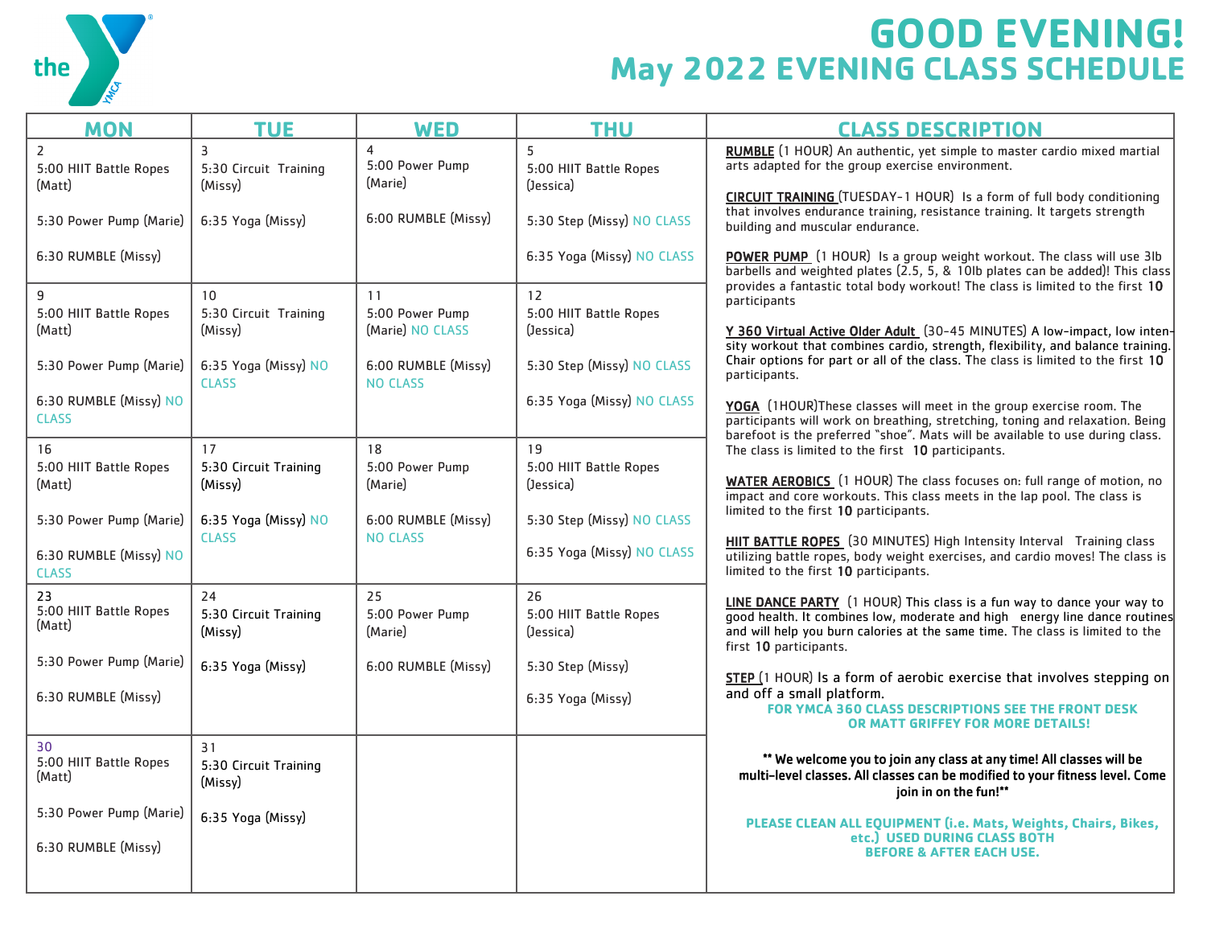# GOOD EVENING!
## May 2022 EVENING CLASS SCHEDULE

| MON | TUE | WED | THU |
|---|---|---|---|
| 2<br>5:00 HIIT Battle Ropes (Matt)<br>5:30 Power Pump (Marie)<br>6:30 RUMBLE (Missy) | 3<br>5:30 Circuit Training (Missy)<br>6:35 Yoga (Missy) | 4<br>5:00 Power Pump (Marie)<br>6:00 RUMBLE (Missy) | 5<br>5:00 HIIT Battle Ropes (Jessica)<br>5:30 Step (Missy) NO CLASS<br>6:35 Yoga (Missy) NO CLASS |
| 9<br>5:00 HIIT Battle Ropes (Matt)<br>5:30 Power Pump (Marie)<br>6:30 RUMBLE (Missy) NO CLASS | 10<br>5:30 Circuit Training (Missy)<br>6:35 Yoga (Missy) NO CLASS | 11<br>5:00 Power Pump (Marie) NO CLASS<br>6:00 RUMBLE (Missy) NO CLASS | 12<br>5:00 HIIT Battle Ropes (Jessica)<br>5:30 Step (Missy) NO CLASS<br>6:35 Yoga (Missy) NO CLASS |
| 16<br>5:00 HIIT Battle Ropes (Matt)<br>5:30 Power Pump (Marie)<br>6:30 RUMBLE (Missy) NO CLASS | 17<br>5:30 Circuit Training (Missy)<br>6:35 Yoga (Missy) NO CLASS | 18<br>5:00 Power Pump (Marie)<br>6:00 RUMBLE (Missy) NO CLASS | 19<br>5:00 HIIT Battle Ropes (Jessica)<br>5:30 Step (Missy) NO CLASS<br>6:35 Yoga (Missy) NO CLASS |
| 23<br>5:00 HIIT Battle Ropes (Matt)<br>5:30 Power Pump (Marie)<br>6:30 RUMBLE (Missy) | 24<br>5:30 Circuit Training (Missy)<br>6:35 Yoga (Missy) | 25<br>5:00 Power Pump (Marie)<br>6:00 RUMBLE (Missy) | 26<br>5:00 HIIT Battle Ropes (Jessica)<br>5:30 Step (Missy)<br>6:35 Yoga (Missy) |
| 30<br>5:00 HIIT Battle Ropes (Matt)<br>5:30 Power Pump (Marie)<br>6:30 RUMBLE (Missy) | 31<br>5:30 Circuit Training (Missy)<br>6:35 Yoga (Missy) | | |

## CLASS DESCRIPTION

**RUMBLE** (1 HOUR) An authentic, yet simple to master cardio mixed martial arts adapted for the group exercise environment.

**CIRCUIT TRAINING** (TUESDAY-1 HOUR) Is a form of full body conditioning that involves endurance training, resistance training. It targets strength building and muscular endurance.

**POWER PUMP** (1 HOUR) Is a group weight workout. The class will use 3lb barbells and weighted plates (2.5, 5, & 10lb plates can be added)! This class provides a fantastic total body workout! The class is limited to the first 10 participants

**Y 360 Virtual Active Older Adult** (30-45 MINUTES) A low-impact, low intensity workout that combines cardio, strength, flexibility, and balance training. Chair options for part or all of the class. The class is limited to the first 10 participants.

**YOGA** (1HOUR)These classes will meet in the group exercise room. The participants will work on breathing, stretching, toning and relaxation. Being barefoot is the preferred "shoe". Mats will be available to use during class. The class is limited to the first 10 participants.

**WATER AEROBICS** (1 HOUR) The class focuses on: full range of motion, no impact and core workouts. This class meets in the lap pool. The class is limited to the first 10 participants.

**HIIT BATTLE ROPES** (30 MINUTES) High Intensity Interval Training class utilizing battle ropes, body weight exercises, and cardio moves! The class is limited to the first 10 participants.

**LINE DANCE PARTY** (1 HOUR) This class is a fun way to dance your way to good health. It combines low, moderate and high energy line dance routines and will help you burn calories at the same time. The class is limited to the first 10 participants.

**STEP** (1 HOUR) Is a form of aerobic exercise that involves stepping on and off a small platform.

**FOR YMCA 360 CLASS DESCRIPTIONS SEE THE FRONT DESK OR MATT GRIFFEY FOR MORE DETAILS!**

**\*\* We welcome you to join any class at any time! All classes will be multi-level classes. All classes can be modified to your fitness level. Come join in on the fun!\*\***

**PLEASE CLEAN ALL EQUIPMENT (i.e. Mats, Weights, Chairs, Bikes, etc.) USED DURING CLASS BOTH BEFORE & AFTER EACH USE.**